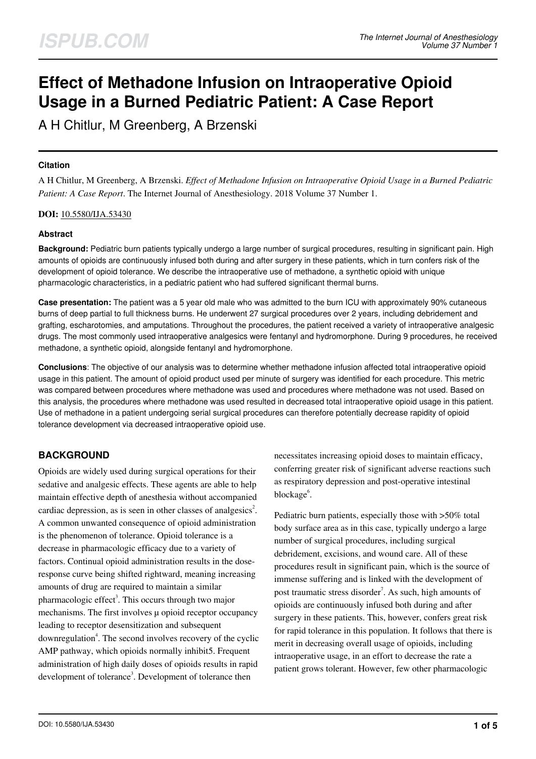# Effect of Methadone Infusion on Intraoperative Opioid Usage in a Burned Pediatric Patient: A Case Report

A H Chitlur, M Greenberg, A Brzenski

### Citation

A H Chitlur, M Greenberg, A Brzenski. *Effect of Methadone Infusion on Intraoperative Opioid Usage in a Burned Pediatric Patient: A Case Report*. The Internet Journal of Anesthesiology. 2018 Volume 37 Number 1.

**DOI:** 10.5580/IJA.53430

### Abstract

**Background:** Pediatric burn patients typically undergo a large number of surgical procedures, resulting in significant pain. High amounts of opioids are continuously infused both during and after surgery in these patients, which in turn confers risk of the development of opioid tolerance. We describe the intraoperative use of methadone, a synthetic opioid with unique pharmacologic characteristics, in a pediatric patient who had suffered significant thermal burns.

**Case presentation:** The patient was a 5 year old male who was admitted to the burn ICU with approximately 90% cutaneous burns of deep partial to full thickness burns. He underwent 27 surgical procedures over 2 years, including debridement and grafting, escharotomies, and amputations. Throughout the procedures, the patient received a variety of intraoperative analgesic drugs. The most commonly used intraoperative analgesics were fentanyl and hydromorphone. During 9 procedures, he received methadone, a synthetic opioid, alongside fentanyl and hydromorphone.

**Conclusions**: The objective of our analysis was to determine whether methadone infusion affected total intraoperative opioid usage in this patient. The amount of opioid product used per minute of surgery was identified for each procedure. This metric was compared between procedures where methadone was used and procedures where methadone was not used. Based on this analysis, the procedures where methadone was used resulted in decreased total intraoperative opioid usage in this patient. Use of methadone in a patient undergoing serial surgical procedures can therefore potentially decrease rapidity of opioid tolerance development via decreased intraoperative opioid use.

## BACKGROUND

Opioids are widely used during surgical operations for their sedative and analgesic effects. These agents are able to help maintain effective depth of anesthesia without accompanied cardiac depression, as is seen in other classes of analgesics[2]. A common unwanted consequence of opioid administration is the phenomenon of tolerance. Opioid tolerance is a decrease in pharmacologic efficacy due to a variety of factors. Continual opioid administration results in the dose-response curve being shifted rightward, meaning increasing amounts of drug are required to maintain a similar pharmacologic effect[3]. This occurs through two major mechanisms. The first involves μ opioid receptor occupancy leading to receptor desensitization and subsequent downregulation[4]. The second involves recovery of the cyclic AMP pathway, which opioids normally inhibit5. Frequent administration of high daily doses of opioids results in rapid development of tolerance[3]. Development of tolerance then necessitates increasing opioid doses to maintain efficacy, conferring greater risk of significant adverse reactions such as respiratory depression and post-operative intestinal blockage[6].

Pediatric burn patients, especially those with >50% total body surface area as in this case, typically undergo a large number of surgical procedures, including surgical debridement, excisions, and wound care. All of these procedures result in significant pain, which is the source of immense suffering and is linked with the development of post traumatic stress disorder[7]. As such, high amounts of opioids are continuously infused both during and after surgery in these patients. This, however, confers great risk for rapid tolerance in this population. It follows that there is merit in decreasing overall usage of opioids, including intraoperative usage, in an effort to decrease the rate a patient grows tolerant. However, few other pharmacologic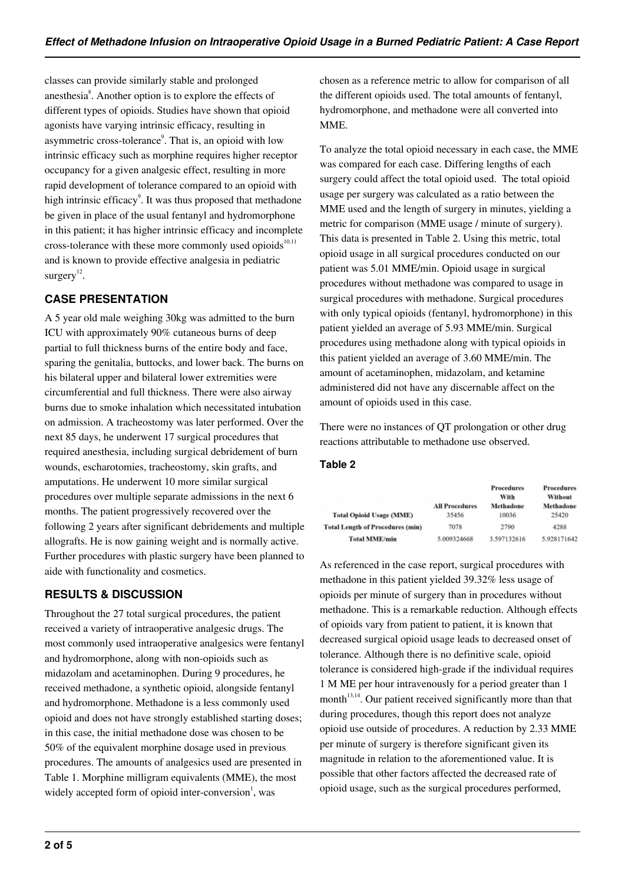classes can provide similarly stable and prolonged anesthesia[8]. Another option is to explore the effects of different types of opioids. Studies have shown that opioid agonists have varying intrinsic efficacy, resulting in asymmetric cross-tolerance[9]. That is, an opioid with low intrinsic efficacy such as morphine requires higher receptor occupancy for a given analgesic effect, resulting in more rapid development of tolerance compared to an opioid with high intrinsic efficacy[9]. It was thus proposed that methadone be given in place of the usual fentanyl and hydromorphone in this patient; it has higher intrinsic efficacy and incomplete cross-tolerance with these more commonly used opioids[10,11] and is known to provide effective analgesia in pediatric surgery[12].

## CASE PRESENTATION

A 5 year old male weighing 30kg was admitted to the burn ICU with approximately 90% cutaneous burns of deep partial to full thickness burns of the entire body and face, sparing the genitalia, buttocks, and lower back. The burns on his bilateral upper and bilateral lower extremities were circumferential and full thickness. There were also airway burns due to smoke inhalation which necessitated intubation on admission. A tracheostomy was later performed. Over the next 85 days, he underwent 17 surgical procedures that required anesthesia, including surgical debridement of burn wounds, escharotomies, tracheostomy, skin grafts, and amputations. He underwent 10 more similar surgical procedures over multiple separate admissions in the next 6 months. The patient progressively recovered over the following 2 years after significant debridements and multiple allografts. He is now gaining weight and is normally active. Further procedures with plastic surgery have been planned to aide with functionality and cosmetics.

## RESULTS & DISCUSSION

Throughout the 27 total surgical procedures, the patient received a variety of intraoperative analgesic drugs. The most commonly used intraoperative analgesics were fentanyl and hydromorphone, along with non-opioids such as midazolam and acetaminophen. During 9 procedures, he received methadone, a synthetic opioid, alongside fentanyl and hydromorphone. Methadone is a less commonly used opioid and does not have strongly established starting doses; in this case, the initial methadone dose was chosen to be 50% of the equivalent morphine dosage used in previous procedures. The amounts of analgesics used are presented in Table 1. Morphine milligram equivalents (MME), the most widely accepted form of opioid inter-conversion[1], was chosen as a reference metric to allow for comparison of all the different opioids used. The total amounts of fentanyl, hydromorphone, and methadone were all converted into MME.

To analyze the total opioid necessary in each case, the MME was compared for each case. Differing lengths of each surgery could affect the total opioid used. The total opioid usage per surgery was calculated as a ratio between the MME used and the length of surgery in minutes, yielding a metric for comparison (MME usage / minute of surgery). This data is presented in Table 2. Using this metric, total opioid usage in all surgical procedures conducted on our patient was 5.01 MME/min. Opioid usage in surgical procedures without methadone was compared to usage in surgical procedures with methadone. Surgical procedures with only typical opioids (fentanyl, hydromorphone) in this patient yielded an average of 5.93 MME/min. Surgical procedures using methadone along with typical opioids in this patient yielded an average of 3.60 MME/min. The amount of acetaminophen, midazolam, and ketamine administered did not have any discernable affect on the amount of opioids used in this case.

There were no instances of QT prolongation or other drug reactions attributable to methadone use observed.

### Table 2

| | All Procedures | Procedures With Methadone | Procedures Without Methadone |
|---|---|---|---|
| **Total Opioid Usage (MME)** | 35456 | 10036 | 25420 |
| **Total Length of Procedures (min)** | 7078 | 2790 | 4288 |
| **Total MME/min** | 5.009324668 | 3.597132616 | 5.928171642 |

As referenced in the case report, surgical procedures with methadone in this patient yielded 39.32% less usage of opioids per minute of surgery than in procedures without methadone. This is a remarkable reduction. Although effects of opioids vary from patient to patient, it is known that decreased surgical opioid usage leads to decreased onset of tolerance. Although there is no definitive scale, opioid tolerance is considered high-grade if the individual requires 1 M ME per hour intravenously for a period greater than 1 month[13,14]. Our patient received significantly more than that during procedures, though this report does not analyze opioid use outside of procedures. A reduction by 2.33 MME per minute of surgery is therefore significant given its magnitude in relation to the aforementioned value. It is possible that other factors affected the decreased rate of opioid usage, such as the surgical procedures performed,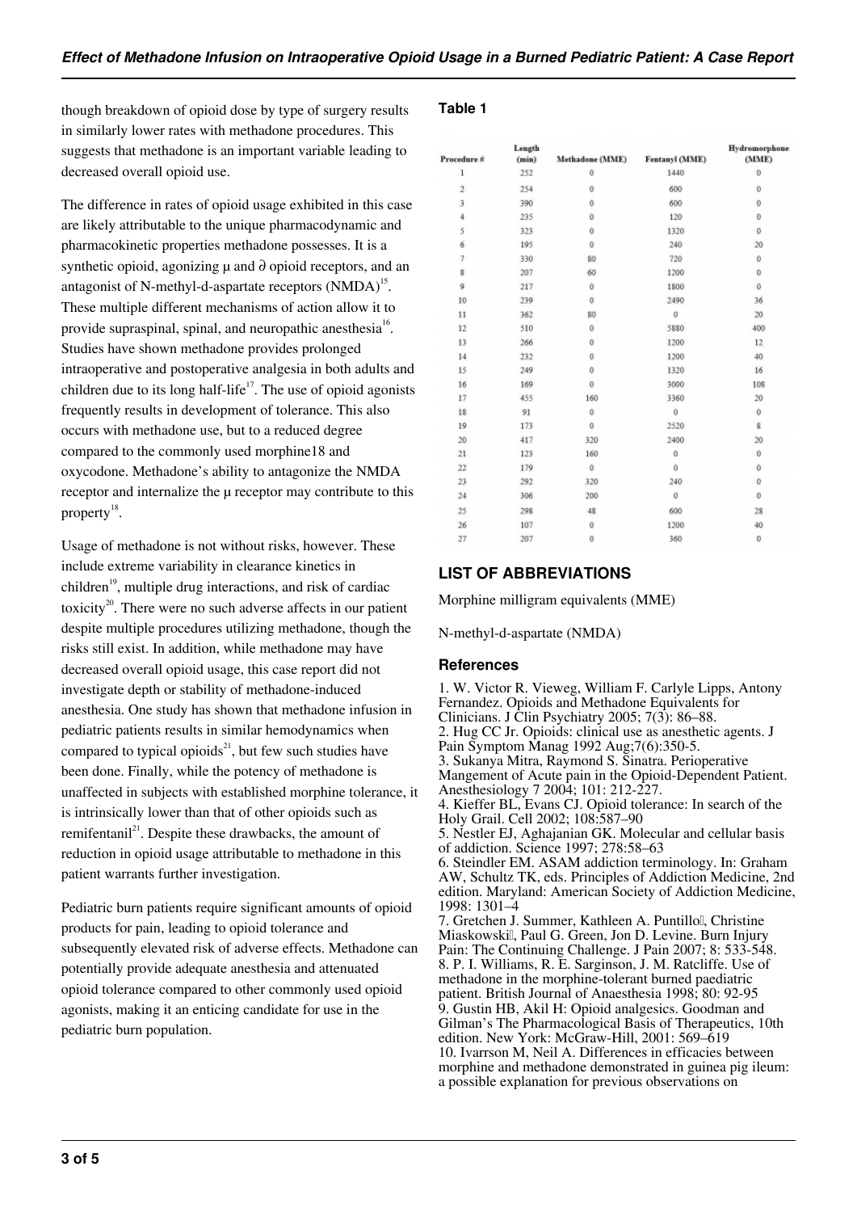though breakdown of opioid dose by type of surgery results in similarly lower rates with methadone procedures. This suggests that methadone is an important variable leading to decreased overall opioid use.

The difference in rates of opioid usage exhibited in this case are likely attributable to the unique pharmacodynamic and pharmacokinetic properties methadone possesses. It is a synthetic opioid, agonizing μ and ∂ opioid receptors, and an antagonist of N-methyl-d-aspartate receptors (NMDA)[15]. These multiple different mechanisms of action allow it to provide supraspinal, spinal, and neuropathic anesthesia[16]. Studies have shown methadone provides prolonged intraoperative and postoperative analgesia in both adults and children due to its long half-life[17]. The use of opioid agonists frequently results in development of tolerance. This also occurs with methadone use, but to a reduced degree compared to the commonly used morphine18 and oxycodone. Methadone's ability to antagonize the NMDA receptor and internalize the μ receptor may contribute to this property[18].

Usage of methadone is not without risks, however. These include extreme variability in clearance kinetics in children[19], multiple drug interactions, and risk of cardiac toxicity[20]. There were no such adverse affects in our patient despite multiple procedures utilizing methadone, though the risks still exist. In addition, while methadone may have decreased overall opioid usage, this case report did not investigate depth or stability of methadone-induced anesthesia. One study has shown that methadone infusion in pediatric patients results in similar hemodynamics when compared to typical opioids[21], but few such studies have been done. Finally, while the potency of methadone is unaffected in subjects with established morphine tolerance, it is intrinsically lower than that of other opioids such as remifentanil[21]. Despite these drawbacks, the amount of reduction in opioid usage attributable to methadone in this patient warrants further investigation.

Pediatric burn patients require significant amounts of opioid products for pain, leading to opioid tolerance and subsequently elevated risk of adverse effects. Methadone can potentially provide adequate anesthesia and attenuated opioid tolerance compared to other commonly used opioid agonists, making it an enticing candidate for use in the pediatric burn population.

### Table 1

| Procedure # | Length (min) | Methadone (MME) | Fentanyl (MME) | Hydromorphone (MME) |
|---|---|---|---|---|
| 1 | 252 | 0 | 1440 | 0 |
| 2 | 254 | 0 | 600 | 0 |
| 3 | 390 | 0 | 600 | 0 |
| 4 | 235 | 0 | 120 | 0 |
| 5 | 323 | 0 | 1320 | 0 |
| 6 | 195 | 0 | 240 | 20 |
| 7 | 330 | 80 | 720 | 0 |
| 8 | 207 | 60 | 1200 | 0 |
| 9 | 217 | 0 | 1800 | 0 |
| 10 | 239 | 0 | 2490 | 36 |
| 11 | 362 | 80 | 0 | 20 |
| 12 | 510 | 0 | 5880 | 400 |
| 13 | 266 | 0 | 1200 | 12 |
| 14 | 232 | 0 | 1200 | 40 |
| 15 | 249 | 0 | 1320 | 16 |
| 16 | 169 | 0 | 3000 | 108 |
| 17 | 455 | 160 | 3360 | 20 |
| 18 | 91 | 0 | 0 | 0 |
| 19 | 173 | 0 | 2520 | 8 |
| 20 | 417 | 320 | 2400 | 20 |
| 21 | 123 | 160 | 0 | 0 |
| 22 | 179 | 0 | 0 | 0 |
| 23 | 292 | 320 | 240 | 0 |
| 24 | 306 | 200 | 0 | 0 |
| 25 | 298 | 48 | 600 | 28 |
| 26 | 107 | 0 | 1200 | 40 |
| 27 | 207 | 0 | 360 | 0 |

## LIST OF ABBREVIATIONS

Morphine milligram equivalents (MME)

N-methyl-d-aspartate (NMDA)

### References

1. W. Victor R. Vieweg, William F. Carlyle Lipps, Antony Fernandez. Opioids and Methadone Equivalents for Clinicians. J Clin Psychiatry 2005; 7(3): 86–88.
2. Hug CC Jr. Opioids: clinical use as anesthetic agents. J Pain Symptom Manag 1992 Aug;7(6):350-5.
3. Sukanya Mitra, Raymond S. Sinatra. Perioperative Mangement of Acute pain in the Opioid-Dependent Patient. Anesthesiology 7 2004; 101: 212-227.
4. Kieffer BL, Evans CJ. Opioid tolerance: In search of the Holy Grail. Cell 2002; 108:587–90
5. Nestler EJ, Aghajanian GK. Molecular and cellular basis of addiction. Science 1997; 278:58–63
6. Steindler EM. ASAM addiction terminology. In: Graham AW, Schultz TK, eds. Principles of Addiction Medicine, 2nd edition. Maryland: American Society of Addiction Medicine, 1998: 1301–4
7. Gretchen J. Summer, Kathleen A. Puntillo, Christine Miaskowski, Paul G. Green, Jon D. Levine. Burn Injury Pain: The Continuing Challenge. J Pain 2007; 8: 533-548.
8. P. I. Williams, R. E. Sarginson, J. M. Ratcliffe. Use of methadone in the morphine-tolerant burned paediatric patient. British Journal of Anaesthesia 1998; 80: 92-95
9. Gustin HB, Akil H: Opioid analgesics. Goodman and Gilman's The Pharmacological Basis of Therapeutics, 10th edition. New York: McGraw-Hill, 2001: 569–619
10. Ivarrson M, Neil A. Differences in efficacies between morphine and methadone demonstrated in guinea pig ileum: a possible explanation for previous observations on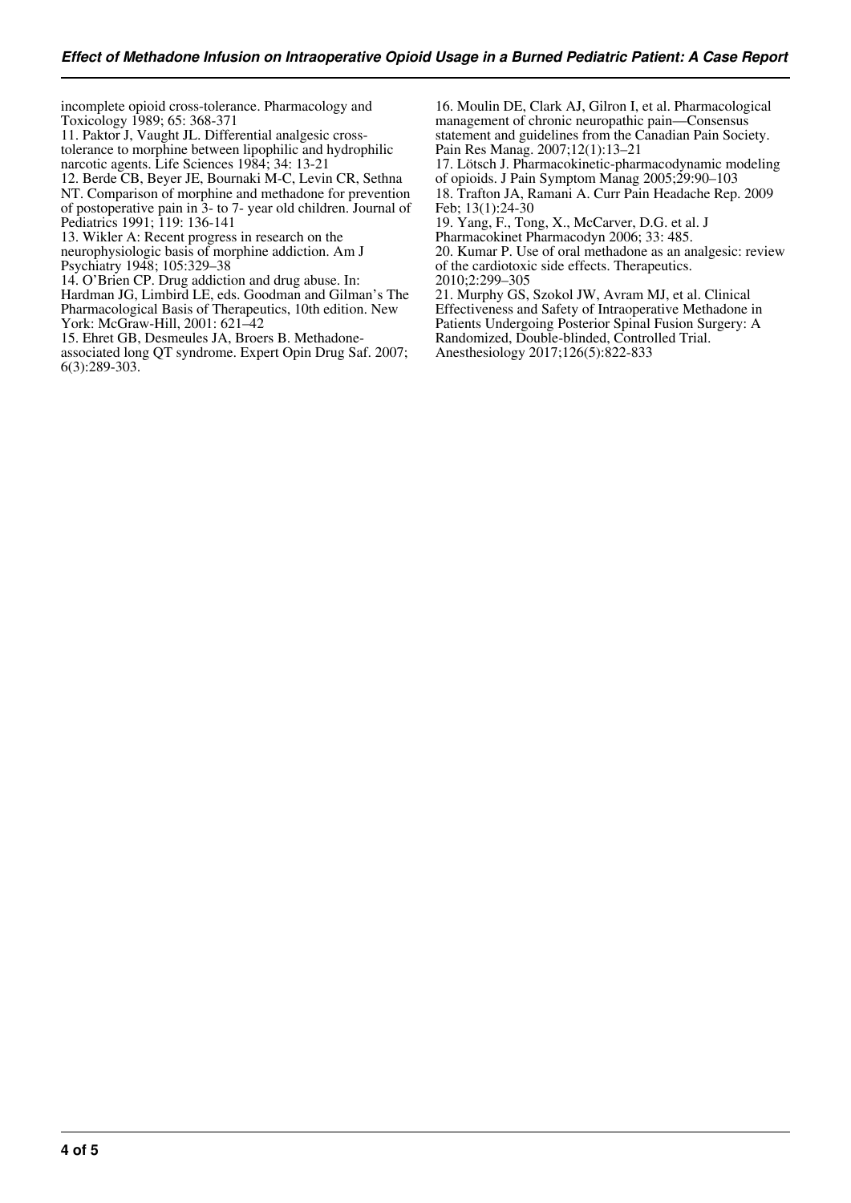incomplete opioid cross-tolerance. Pharmacology and Toxicology 1989; 65: 368-371

11. Paktor J, Vaught JL. Differential analgesic cross-tolerance to morphine between lipophilic and hydrophilic narcotic agents. Life Sciences 1984; 34: 13-21

12. Berde CB, Beyer JE, Bournaki M-C, Levin CR, Sethna NT. Comparison of morphine and methadone for prevention of postoperative pain in 3- to 7- year old children. Journal of Pediatrics 1991; 119: 136-141

13. Wikler A: Recent progress in research on the neurophysiologic basis of morphine addiction. Am J Psychiatry 1948; 105:329–38

14. O'Brien CP. Drug addiction and drug abuse. In: Hardman JG, Limbird LE, eds. Goodman and Gilman's The Pharmacological Basis of Therapeutics, 10th edition. New York: McGraw-Hill, 2001: 621–42

15. Ehret GB, Desmeules JA, Broers B. Methadone-associated long QT syndrome. Expert Opin Drug Saf. 2007; 6(3):289-303.

16. Moulin DE, Clark AJ, Gilron I, et al. Pharmacological management of chronic neuropathic pain—Consensus statement and guidelines from the Canadian Pain Society. Pain Res Manag. 2007;12(1):13–21

17. Lötsch J. Pharmacokinetic-pharmacodynamic modeling of opioids. J Pain Symptom Manag 2005;29:90–103

18. Trafton JA, Ramani A. Curr Pain Headache Rep. 2009 Feb; 13(1):24-30

19. Yang, F., Tong, X., McCarver, D.G. et al. J Pharmacokinet Pharmacodyn 2006; 33: 485.

20. Kumar P. Use of oral methadone as an analgesic: review of the cardiotoxic side effects. Therapeutics. 2010;2:299–305

21. Murphy GS, Szokol JW, Avram MJ, et al. Clinical Effectiveness and Safety of Intraoperative Methadone in Patients Undergoing Posterior Spinal Fusion Surgery: A Randomized, Double-blinded, Controlled Trial. Anesthesiology 2017;126(5):822-833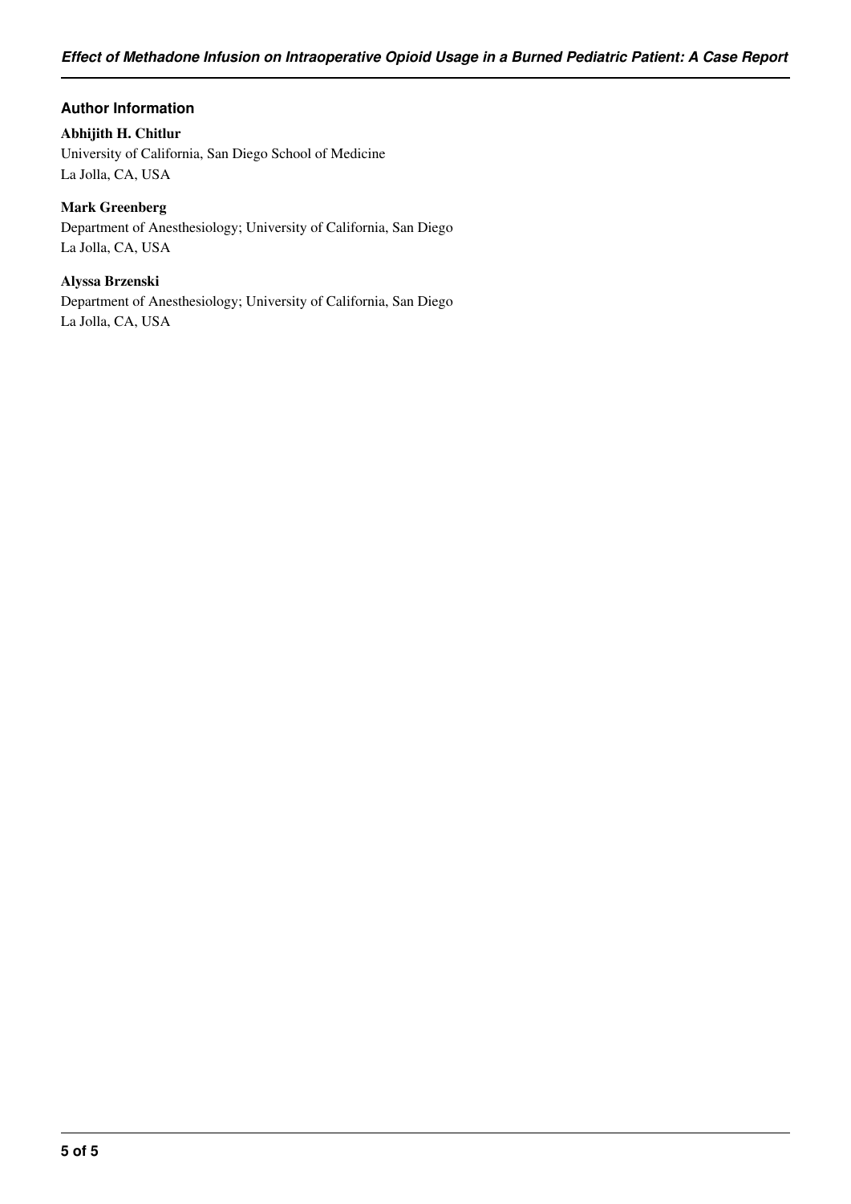### Author Information

**Abhijith H. Chitlur**
University of California, San Diego School of Medicine
La Jolla, CA, USA

**Mark Greenberg**
Department of Anesthesiology; University of California, San Diego
La Jolla, CA, USA

**Alyssa Brzenski**
Department of Anesthesiology; University of California, San Diego
La Jolla, CA, USA